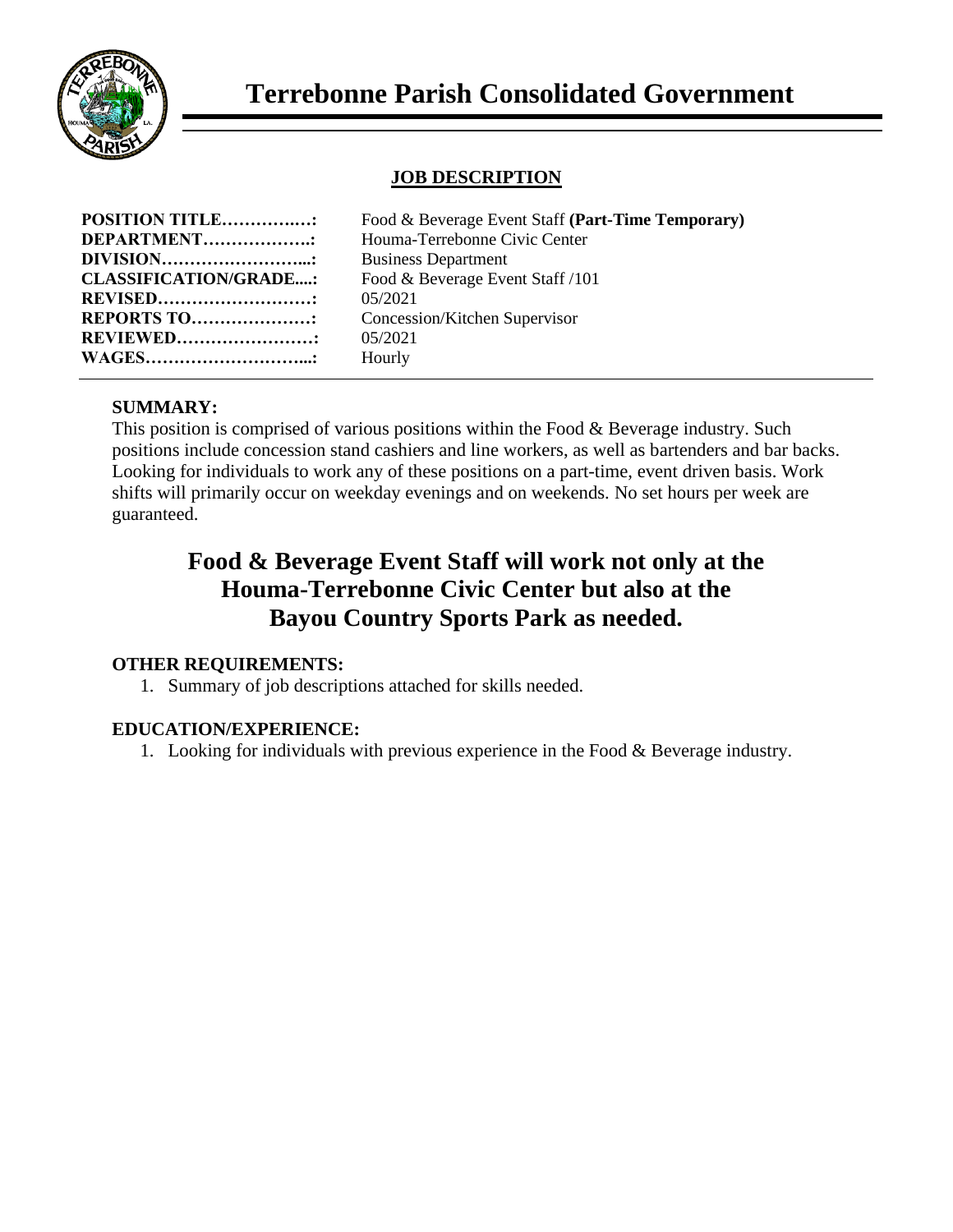# Terrebonne Parish Consolidated Government

## JOB DESCRIPTION

| | |
|---|---|
| **POSITION TITLE……………:** | Food & Beverage Event Staff **(Part-Time Temporary)** |
| **DEPARTMENT……………….:** | Houma-Terrebonne Civic Center |
| **DIVISION……………………...:** | Business Department |
| **CLASSIFICATION/GRADE....:** | Food & Beverage Event Staff /101 |
| **REVISED………………………:** | 05/2021 |
| **REPORTS TO…………………:** | Concession/Kitchen Supervisor |
| **REVIEWED……………………:** | 05/2021 |
| **WAGES………………………...:** | Hourly |

### SUMMARY:

This position is comprised of various positions within the Food & Beverage industry. Such positions include concession stand cashiers and line workers, as well as bartenders and bar backs. Looking for individuals to work any of these positions on a part-time, event driven basis. Work shifts will primarily occur on weekday evenings and on weekends. No set hours per week are guaranteed.

## Food & Beverage Event Staff will work not only at the Houma-Terrebonne Civic Center but also at the Bayou Country Sports Park as needed.

### OTHER REQUIREMENTS:

1. Summary of job descriptions attached for skills needed.

### EDUCATION/EXPERIENCE:

1. Looking for individuals with previous experience in the Food & Beverage industry.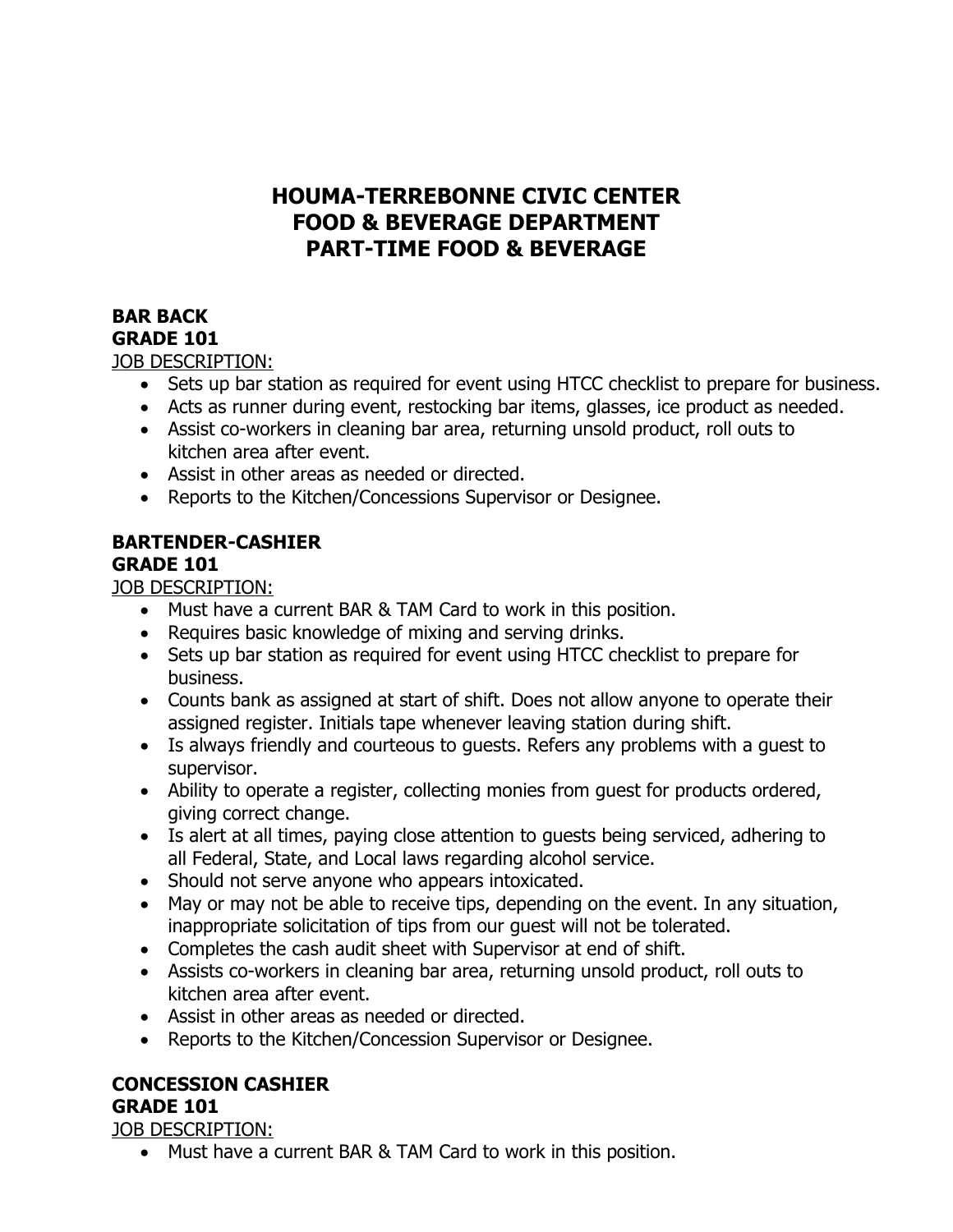# HOUMA-TERREBONNE CIVIC CENTER
# FOOD & BEVERAGE DEPARTMENT
# PART-TIME FOOD & BEVERAGE

**BAR BACK**
**GRADE 101**

JOB DESCRIPTION:

- Sets up bar station as required for event using HTCC checklist to prepare for business.
- Acts as runner during event, restocking bar items, glasses, ice product as needed.
- Assist co-workers in cleaning bar area, returning unsold product, roll outs to kitchen area after event.
- Assist in other areas as needed or directed.
- Reports to the Kitchen/Concessions Supervisor or Designee.

**BARTENDER-CASHIER**
**GRADE 101**

JOB DESCRIPTION:

- Must have a current BAR & TAM Card to work in this position.
- Requires basic knowledge of mixing and serving drinks.
- Sets up bar station as required for event using HTCC checklist to prepare for business.
- Counts bank as assigned at start of shift. Does not allow anyone to operate their assigned register. Initials tape whenever leaving station during shift.
- Is always friendly and courteous to guests. Refers any problems with a guest to supervisor.
- Ability to operate a register, collecting monies from guest for products ordered, giving correct change.
- Is alert at all times, paying close attention to guests being serviced, adhering to all Federal, State, and Local laws regarding alcohol service.
- Should not serve anyone who appears intoxicated.
- May or may not be able to receive tips, depending on the event. In any situation, inappropriate solicitation of tips from our guest will not be tolerated.
- Completes the cash audit sheet with Supervisor at end of shift.
- Assists co-workers in cleaning bar area, returning unsold product, roll outs to kitchen area after event.
- Assist in other areas as needed or directed.
- Reports to the Kitchen/Concession Supervisor or Designee.

**CONCESSION CASHIER**
**GRADE 101**

JOB DESCRIPTION:

- Must have a current BAR & TAM Card to work in this position.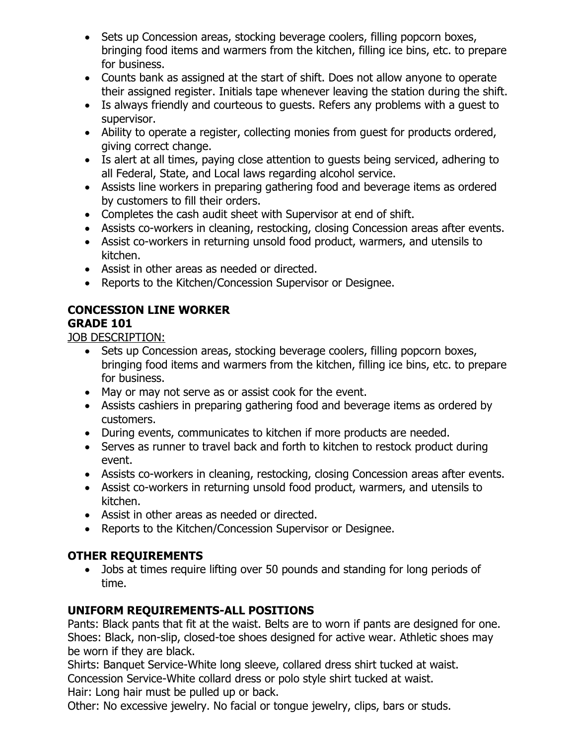- Sets up Concession areas, stocking beverage coolers, filling popcorn boxes, bringing food items and warmers from the kitchen, filling ice bins, etc. to prepare for business.
- Counts bank as assigned at the start of shift. Does not allow anyone to operate their assigned register. Initials tape whenever leaving the station during the shift.
- Is always friendly and courteous to guests. Refers any problems with a guest to supervisor.
- Ability to operate a register, collecting monies from guest for products ordered, giving correct change.
- Is alert at all times, paying close attention to guests being serviced, adhering to all Federal, State, and Local laws regarding alcohol service.
- Assists line workers in preparing gathering food and beverage items as ordered by customers to fill their orders.
- Completes the cash audit sheet with Supervisor at end of shift.
- Assists co-workers in cleaning, restocking, closing Concession areas after events.
- Assist co-workers in returning unsold food product, warmers, and utensils to kitchen.
- Assist in other areas as needed or directed.
- Reports to the Kitchen/Concession Supervisor or Designee.

**CONCESSION LINE WORKER**
**GRADE 101**

JOB DESCRIPTION:

- Sets up Concession areas, stocking beverage coolers, filling popcorn boxes, bringing food items and warmers from the kitchen, filling ice bins, etc. to prepare for business.
- May or may not serve as or assist cook for the event.
- Assists cashiers in preparing gathering food and beverage items as ordered by customers.
- During events, communicates to kitchen if more products are needed.
- Serves as runner to travel back and forth to kitchen to restock product during event.
- Assists co-workers in cleaning, restocking, closing Concession areas after events.
- Assist co-workers in returning unsold food product, warmers, and utensils to kitchen.
- Assist in other areas as needed or directed.
- Reports to the Kitchen/Concession Supervisor or Designee.

**OTHER REQUIREMENTS**

- Jobs at times require lifting over 50 pounds and standing for long periods of time.

**UNIFORM REQUIREMENTS-ALL POSITIONS**

Pants: Black pants that fit at the waist. Belts are to worn if pants are designed for one.
Shoes: Black, non-slip, closed-toe shoes designed for active wear. Athletic shoes may be worn if they are black.
Shirts: Banquet Service-White long sleeve, collared dress shirt tucked at waist.
Concession Service-White collard dress or polo style shirt tucked at waist.
Hair: Long hair must be pulled up or back.
Other: No excessive jewelry. No facial or tongue jewelry, clips, bars or studs.